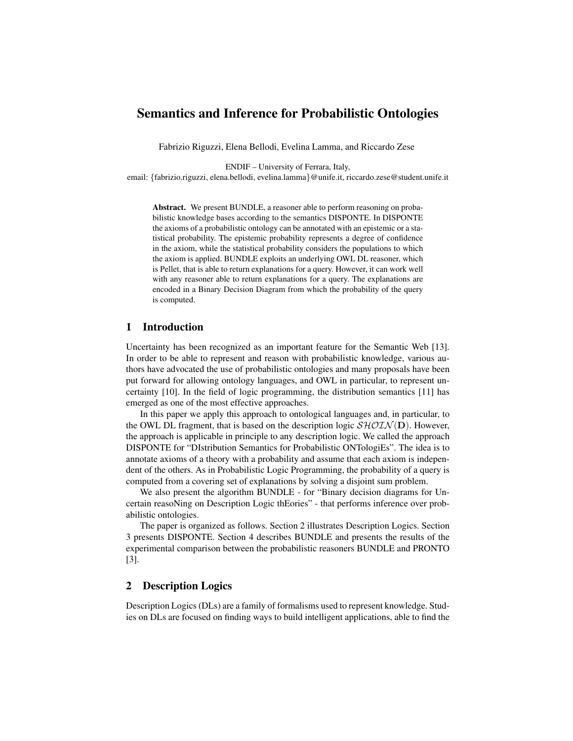# Semantics and Inference for Probabilistic Ontologies

Fabrizio Riguzzi, Elena Bellodi, Evelina Lamma, and Riccardo Zese

ENDIF – University of Ferrara, Italy,
email: {fabrizio.riguzzi, elena.bellodi, evelina.lamma}@unife.it, riccardo.zese@student.unife.it

**Abstract.** We present BUNDLE, a reasoner able to perform reasoning on probabilistic knowledge bases according to the semantics DISPONTE. In DISPONTE the axioms of a probabilistic ontology can be annotated with an epistemic or a statistical probability. The epistemic probability represents a degree of confidence in the axiom, while the statistical probability considers the populations to which the axiom is applied. BUNDLE exploits an underlying OWL DL reasoner, which is Pellet, that is able to return explanations for a query. However, it can work well with any reasoner able to return explanations for a query. The explanations are encoded in a Binary Decision Diagram from which the probability of the query is computed.

## 1 Introduction

Uncertainty has been recognized as an important feature for the Semantic Web [13]. In order to be able to represent and reason with probabilistic knowledge, various authors have advocated the use of probabilistic ontologies and many proposals have been put forward for allowing ontology languages, and OWL in particular, to represent uncertainty [10]. In the field of logic programming, the distribution semantics [11] has emerged as one of the most effective approaches.

In this paper we apply this approach to ontological languages and, in particular, to the OWL DL fragment, that is based on the description logic $\mathcal{SHOIN}(\mathbf{D})$. However, the approach is applicable in principle to any description logic. We called the approach DISPONTE for "DIstribution Semantics for Probabilistic ONTologiEs". The idea is to annotate axioms of a theory with a probability and assume that each axiom is independent of the others. As in Probabilistic Logic Programming, the probability of a query is computed from a covering set of explanations by solving a disjoint sum problem.

We also present the algorithm BUNDLE - for "Binary decision diagrams for Uncertain reasoNing on Description Logic thEories" - that performs inference over probabilistic ontologies.

The paper is organized as follows. Section 2 illustrates Description Logics. Section 3 presents DISPONTE. Section 4 describes BUNDLE and presents the results of the experimental comparison between the probabilistic reasoners BUNDLE and PRONTO [3].

## 2 Description Logics

Description Logics (DLs) are a family of formalisms used to represent knowledge. Studies on DLs are focused on finding ways to build intelligent applications, able to find the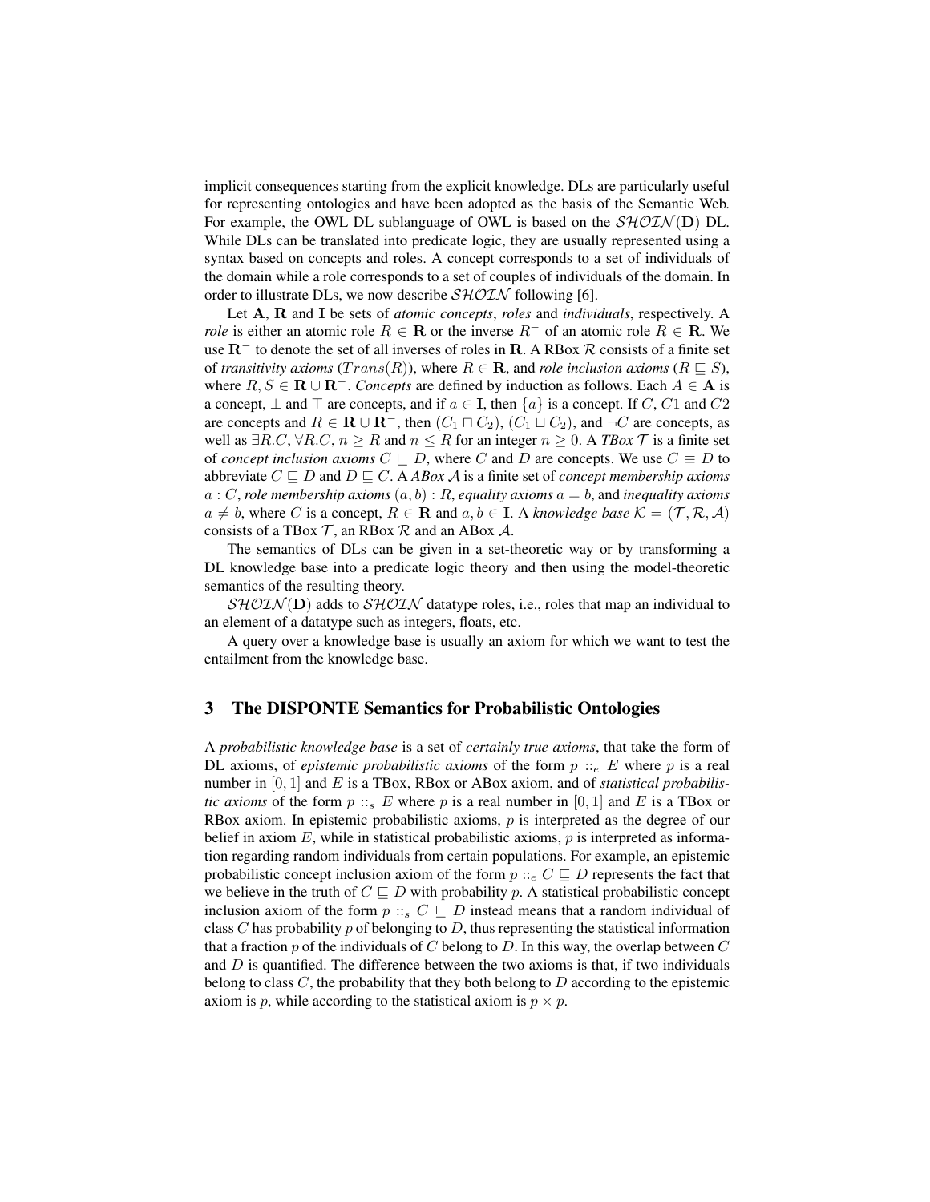implicit consequences starting from the explicit knowledge. DLs are particularly useful for representing ontologies and have been adopted as the basis of the Semantic Web. For example, the OWL DL sublanguage of OWL is based on the $\mathcal{SHOIN}(\mathbf{D})$ DL. While DLs can be translated into predicate logic, they are usually represented using a syntax based on concepts and roles. A concept corresponds to a set of individuals of the domain while a role corresponds to a set of couples of individuals of the domain. In order to illustrate DLs, we now describe $\mathcal{SHOIN}$ following [6].

Let $\mathbf{A}$, $\mathbf{R}$ and $\mathbf{I}$ be sets of *atomic concepts*, *roles* and *individuals*, respectively. A *role* is either an atomic role $R \in \mathbf{R}$ or the inverse $R^-$ of an atomic role $R \in \mathbf{R}$. We use $\mathbf{R}^-$ to denote the set of all inverses of roles in $\mathbf{R}$. A RBox $\mathcal{R}$ consists of a finite set of *transitivity axioms* ($Trans(R)$), where $R \in \mathbf{R}$, and *role inclusion axioms* ($R \sqsubseteq S$), where $R, S \in \mathbf{R} \cup \mathbf{R}^-$. *Concepts* are defined by induction as follows. Each $A \in \mathbf{A}$ is a concept, $\bot$ and $\top$ are concepts, and if $a \in \mathbf{I}$, then $\{a\}$ is a concept. If $C$, $C1$ and $C2$ are concepts and $R \in \mathbf{R} \cup \mathbf{R}^-$, then $(C_1 \sqcap C_2)$, $(C_1 \sqcup C_2)$, and $\neg C$ are concepts, as well as $\exists R.C$, $\forall R.C$, $n \geq R$ and $n \leq R$ for an integer $n \geq 0$. A *TBox* $\mathcal{T}$ is a finite set of *concept inclusion axioms* $C \sqsubseteq D$, where $C$ and $D$ are concepts. We use $C \equiv D$ to abbreviate $C \sqsubseteq D$ and $D \sqsubseteq C$. A *ABox* $\mathcal{A}$ is a finite set of *concept membership axioms* $a : C$, *role membership axioms* $(a, b) : R$, *equality axioms* $a = b$, and *inequality axioms* $a \neq b$, where $C$ is a concept, $R \in \mathbf{R}$ and $a, b \in \mathbf{I}$. A *knowledge base* $\mathcal{K} = (\mathcal{T}, \mathcal{R}, \mathcal{A})$ consists of a TBox $\mathcal{T}$, an RBox $\mathcal{R}$ and an ABox $\mathcal{A}$.

The semantics of DLs can be given in a set-theoretic way or by transforming a DL knowledge base into a predicate logic theory and then using the model-theoretic semantics of the resulting theory.

$\mathcal{SHOIN}(\mathbf{D})$ adds to $\mathcal{SHOIN}$ datatype roles, i.e., roles that map an individual to an element of a datatype such as integers, floats, etc.

A query over a knowledge base is usually an axiom for which we want to test the entailment from the knowledge base.

## 3 The DISPONTE Semantics for Probabilistic Ontologies

A *probabilistic knowledge base* is a set of *certainly true axioms*, that take the form of DL axioms, of *epistemic probabilistic axioms* of the form $p ::_e E$ where $p$ is a real number in $[0, 1]$ and $E$ is a TBox, RBox or ABox axiom, and of *statistical probabilistic axioms* of the form $p ::_s E$ where $p$ is a real number in $[0, 1]$ and $E$ is a TBox or RBox axiom. In epistemic probabilistic axioms, $p$ is interpreted as the degree of our belief in axiom $E$, while in statistical probabilistic axioms, $p$ is interpreted as information regarding random individuals from certain populations. For example, an epistemic probabilistic concept inclusion axiom of the form $p ::_e C \sqsubseteq D$ represents the fact that we believe in the truth of $C \sqsubseteq D$ with probability $p$. A statistical probabilistic concept inclusion axiom of the form $p ::_s C \sqsubseteq D$ instead means that a random individual of class $C$ has probability $p$ of belonging to $D$, thus representing the statistical information that a fraction $p$ of the individuals of $C$ belong to $D$. In this way, the overlap between $C$ and $D$ is quantified. The difference between the two axioms is that, if two individuals belong to class $C$, the probability that they both belong to $D$ according to the epistemic axiom is $p$, while according to the statistical axiom is $p \times p$.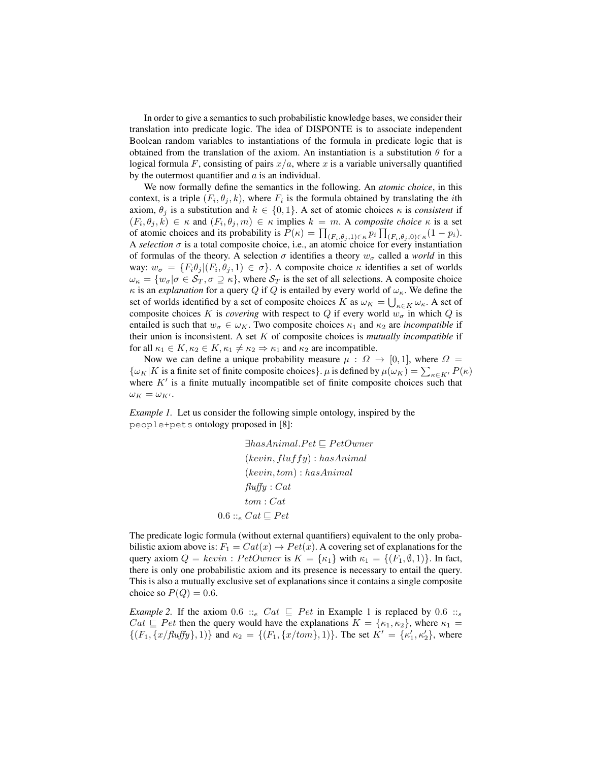In order to give a semantics to such probabilistic knowledge bases, we consider their translation into predicate logic. The idea of DISPONTE is to associate independent Boolean random variables to instantiations of the formula in predicate logic that is obtained from the translation of the axiom. An instantiation is a substitution $\theta$ for a logical formula $F$, consisting of pairs $x/a$, where $x$ is a variable universally quantified by the outermost quantifier and $a$ is an individual.

We now formally define the semantics in the following. An *atomic choice*, in this context, is a triple $(F_i, \theta_j, k)$, where $F_i$ is the formula obtained by translating the $i$th axiom, $\theta_j$ is a substitution and $k \in \{0, 1\}$. A set of atomic choices $\kappa$ is *consistent* if $(F_i, \theta_j, k) \in \kappa$ and $(F_i, \theta_j, m) \in \kappa$ implies $k = m$. A *composite choice* $\kappa$ is a set of atomic choices and its probability is $P(\kappa) = \prod_{(F_i,\theta_j,1)\in\kappa} p_i \prod_{(F_i,\theta_j,0)\in\kappa}(1 - p_i)$. A *selection* $\sigma$ is a total composite choice, i.e., an atomic choice for every instantiation of formulas of the theory. A selection $\sigma$ identifies a theory $w_\sigma$ called a *world* in this way: $w_\sigma = \{F_i\theta_j | (F_i, \theta_j, 1) \in \sigma\}$. A composite choice $\kappa$ identifies a set of worlds $\omega_\kappa = \{w_\sigma | \sigma \in \mathcal{S}_T, \sigma \supseteq \kappa\}$, where $\mathcal{S}_T$ is the set of all selections. A composite choice $\kappa$ is an *explanation* for a query $Q$ if $Q$ is entailed by every world of $\omega_\kappa$. We define the set of worlds identified by a set of composite choices $K$ as $\omega_K = \bigcup_{\kappa\in K} \omega_\kappa$. A set of composite choices $K$ is *covering* with respect to $Q$ if every world $w_\sigma$ in which $Q$ is entailed is such that $w_\sigma \in \omega_K$. Two composite choices $\kappa_1$ and $\kappa_2$ are *incompatible* if their union is inconsistent. A set $K$ of composite choices is *mutually incompatible* if for all $\kappa_1 \in K, \kappa_2 \in K, \kappa_1 \neq \kappa_2 \Rightarrow \kappa_1$ and $\kappa_2$ are incompatible.

Now we can define a unique probability measure $\mu : \Omega \rightarrow [0, 1]$, where $\Omega = \{\omega_K | K \text{ is a finite set of finite composite choices}\}$. $\mu$ is defined by $\mu(\omega_K) = \sum_{\kappa\in K'} P(\kappa)$ where $K'$ is a finite mutually incompatible set of finite composite choices such that $\omega_K = \omega_{K'}$.

*Example 1.* Let us consider the following simple ontology, inspired by the `people+pets` ontology proposed in [8]:

$$\exists hasAnimal.Pet \sqsubseteq PetOwner$$
$$(kevin, fluffy) : hasAnimal$$
$$(kevin, tom) : hasAnimal$$
$$fluffy : Cat$$
$$tom : Cat$$
$$0.6 ::_e Cat \sqsubseteq Pet$$

The predicate logic formula (without external quantifiers) equivalent to the only probabilistic axiom above is: $F_1 = Cat(x) \rightarrow Pet(x)$. A covering set of explanations for the query axiom $Q = kevin : PetOwner$ is $K = \{\kappa_1\}$ with $\kappa_1 = \{(F_1, \emptyset, 1)\}$. In fact, there is only one probabilistic axiom and its presence is necessary to entail the query. This is also a mutually exclusive set of explanations since it contains a single composite choice so $P(Q) = 0.6$.

*Example 2.* If the axiom $0.6 ::_e Cat \sqsubseteq Pet$ in Example 1 is replaced by $0.6 ::_s Cat \sqsubseteq Pet$ then the query would have the explanations $K = \{\kappa_1, \kappa_2\}$, where $\kappa_1 = \{(F_1, \{x/fluffy\}, 1)\}$ and $\kappa_2 = \{(F_1, \{x/tom\}, 1)\}$. The set $K' = \{\kappa'_1, \kappa'_2\}$, where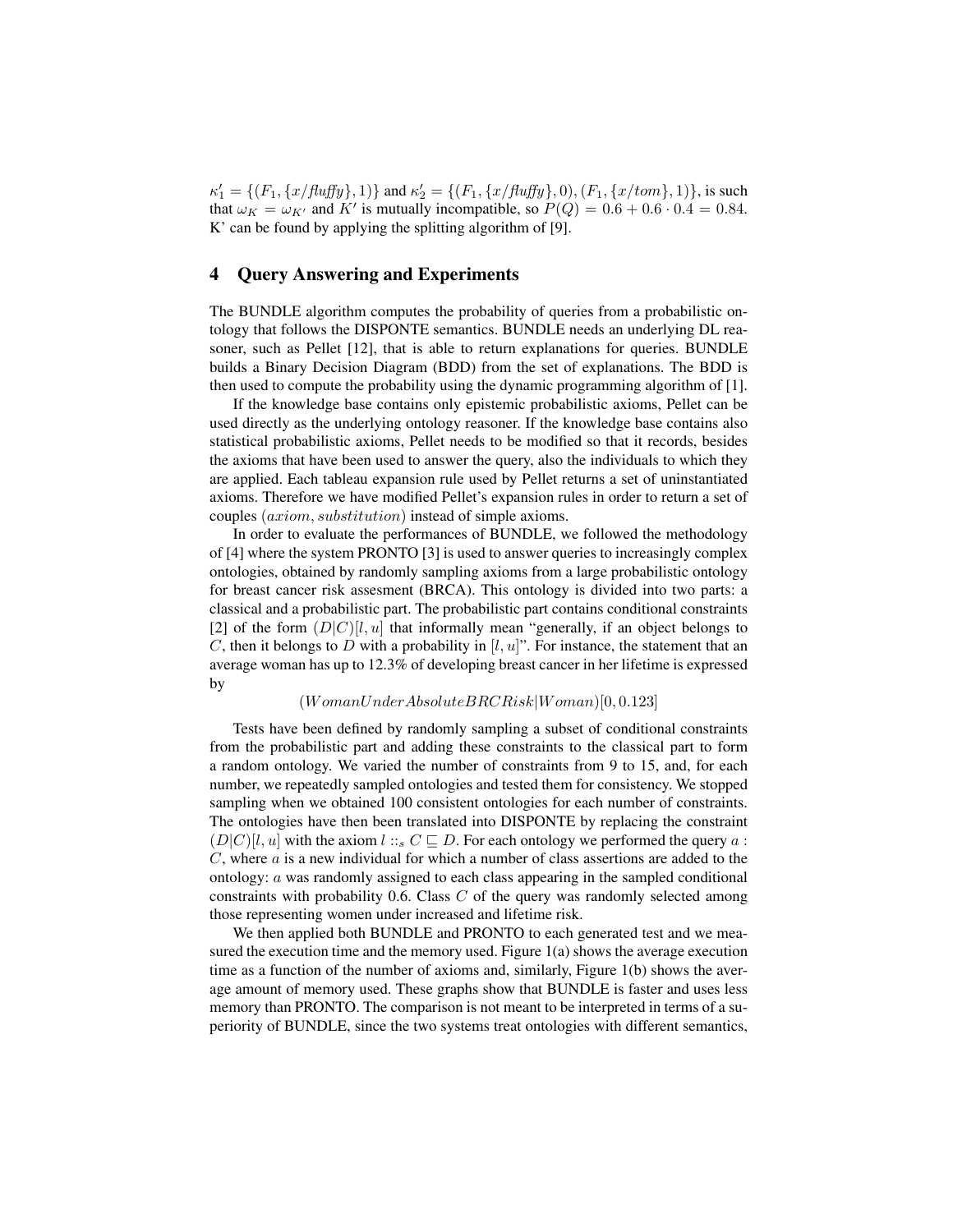$\kappa_1' = \{(F_1, \{x/\mathit{fluffy}\}, 1)\}$ and $\kappa_2' = \{(F_1, \{x/\mathit{fluffy}\}, 0), (F_1, \{x/\mathit{tom}\}, 1)\}$, is such that $\omega_K = \omega_{K'}$ and $K'$ is mutually incompatible, so $P(Q) = 0.6 + 0.6 \cdot 0.4 = 0.84$. K' can be found by applying the splitting algorithm of [9].

## 4 Query Answering and Experiments

The BUNDLE algorithm computes the probability of queries from a probabilistic ontology that follows the DISPONTE semantics. BUNDLE needs an underlying DL reasoner, such as Pellet [12], that is able to return explanations for queries. BUNDLE builds a Binary Decision Diagram (BDD) from the set of explanations. The BDD is then used to compute the probability using the dynamic programming algorithm of [1].

If the knowledge base contains only epistemic probabilistic axioms, Pellet can be used directly as the underlying ontology reasoner. If the knowledge base contains also statistical probabilistic axioms, Pellet needs to be modified so that it records, besides the axioms that have been used to answer the query, also the individuals to which they are applied. Each tableau expansion rule used by Pellet returns a set of uninstantiated axioms. Therefore we have modified Pellet's expansion rules in order to return a set of couples $(axiom, substitution)$ instead of simple axioms.

In order to evaluate the performances of BUNDLE, we followed the methodology of [4] where the system PRONTO [3] is used to answer queries to increasingly complex ontologies, obtained by randomly sampling axioms from a large probabilistic ontology for breast cancer risk assesment (BRCA). This ontology is divided into two parts: a classical and a probabilistic part. The probabilistic part contains conditional constraints [2] of the form $(D|C)[l, u]$ that informally mean "generally, if an object belongs to $C$, then it belongs to $D$ with a probability in $[l, u]$". For instance, the statement that an average woman has up to 12.3% of developing breast cancer in her lifetime is expressed by

$$(WomanUnderAbsoluteBRCRisk|Woman)[0, 0.123]$$

Tests have been defined by randomly sampling a subset of conditional constraints from the probabilistic part and adding these constraints to the classical part to form a random ontology. We varied the number of constraints from 9 to 15, and, for each number, we repeatedly sampled ontologies and tested them for consistency. We stopped sampling when we obtained 100 consistent ontologies for each number of constraints. The ontologies have then been translated into DISPONTE by replacing the constraint $(D|C)[l, u]$ with the axiom $l ::_s C \sqsubseteq D$. For each ontology we performed the query $a : C$, where $a$ is a new individual for which a number of class assertions are added to the ontology: $a$ was randomly assigned to each class appearing in the sampled conditional constraints with probability 0.6. Class $C$ of the query was randomly selected among those representing women under increased and lifetime risk.

We then applied both BUNDLE and PRONTO to each generated test and we measured the execution time and the memory used. Figure 1(a) shows the average execution time as a function of the number of axioms and, similarly, Figure 1(b) shows the average amount of memory used. These graphs show that BUNDLE is faster and uses less memory than PRONTO. The comparison is not meant to be interpreted in terms of a superiority of BUNDLE, since the two systems treat ontologies with different semantics,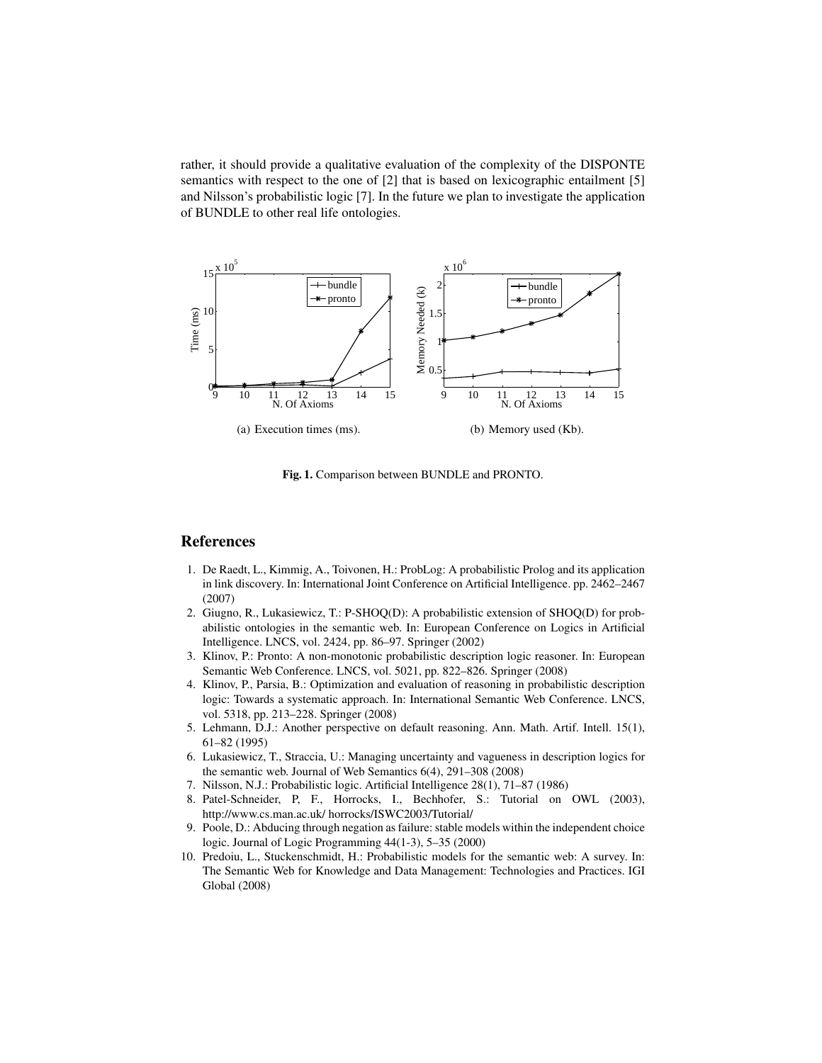rather, it should provide a qualitative evaluation of the complexity of the DISPONTE semantics with respect to the one of [2] that is based on lexicographic entailment [5] and Nilsson's probabilistic logic [7]. In the future we plan to investigate the application of BUNDLE to other real life ontologies.

(a) Execution times (ms).

(b) Memory used (Kb).

**Fig. 1.** Comparison between BUNDLE and PRONTO.

## References

1. De Raedt, L., Kimmig, A., Toivonen, H.: ProbLog: A probabilistic Prolog and its application in link discovery. In: International Joint Conference on Artificial Intelligence. pp. 2462–2467 (2007)
2. Giugno, R., Lukasiewicz, T.: P-SHOQ(D): A probabilistic extension of SHOQ(D) for probabilistic ontologies in the semantic web. In: European Conference on Logics in Artificial Intelligence. LNCS, vol. 2424, pp. 86–97. Springer (2002)
3. Klinov, P.: Pronto: A non-monotonic probabilistic description logic reasoner. In: European Semantic Web Conference. LNCS, vol. 5021, pp. 822–826. Springer (2008)
4. Klinov, P., Parsia, B.: Optimization and evaluation of reasoning in probabilistic description logic: Towards a systematic approach. In: International Semantic Web Conference. LNCS, vol. 5318, pp. 213–228. Springer (2008)
5. Lehmann, D.J.: Another perspective on default reasoning. Ann. Math. Artif. Intell. 15(1), 61–82 (1995)
6. Lukasiewicz, T., Straccia, U.: Managing uncertainty and vagueness in description logics for the semantic web. Journal of Web Semantics 6(4), 291–308 (2008)
7. Nilsson, N.J.: Probabilistic logic. Artificial Intelligence 28(1), 71–87 (1986)
8. Patel-Schneider, P, F., Horrocks, I., Bechhofer, S.: Tutorial on OWL (2003), http://www.cs.man.ac.uk/ horrocks/ISWC2003/Tutorial/
9. Poole, D.: Abducing through negation as failure: stable models within the independent choice logic. Journal of Logic Programming 44(1-3), 5–35 (2000)
10. Predoiu, L., Stuckenschmidt, H.: Probabilistic models for the semantic web: A survey. In: The Semantic Web for Knowledge and Data Management: Technologies and Practices. IGI Global (2008)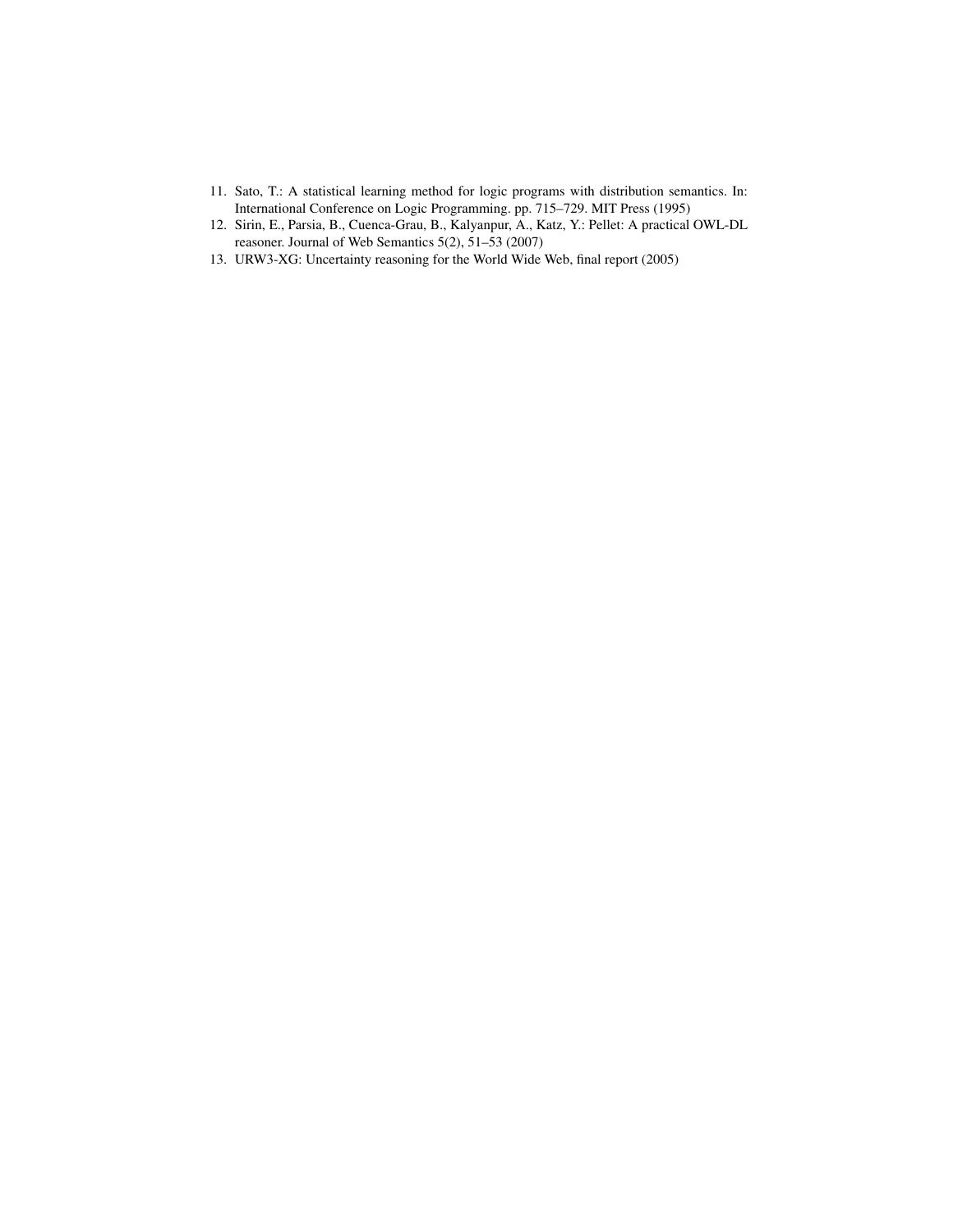11. Sato, T.: A statistical learning method for logic programs with distribution semantics. In: International Conference on Logic Programming. pp. 715–729. MIT Press (1995)
12. Sirin, E., Parsia, B., Cuenca-Grau, B., Kalyanpur, A., Katz, Y.: Pellet: A practical OWL-DL reasoner. Journal of Web Semantics 5(2), 51–53 (2007)
13. URW3-XG: Uncertainty reasoning for the World Wide Web, final report (2005)